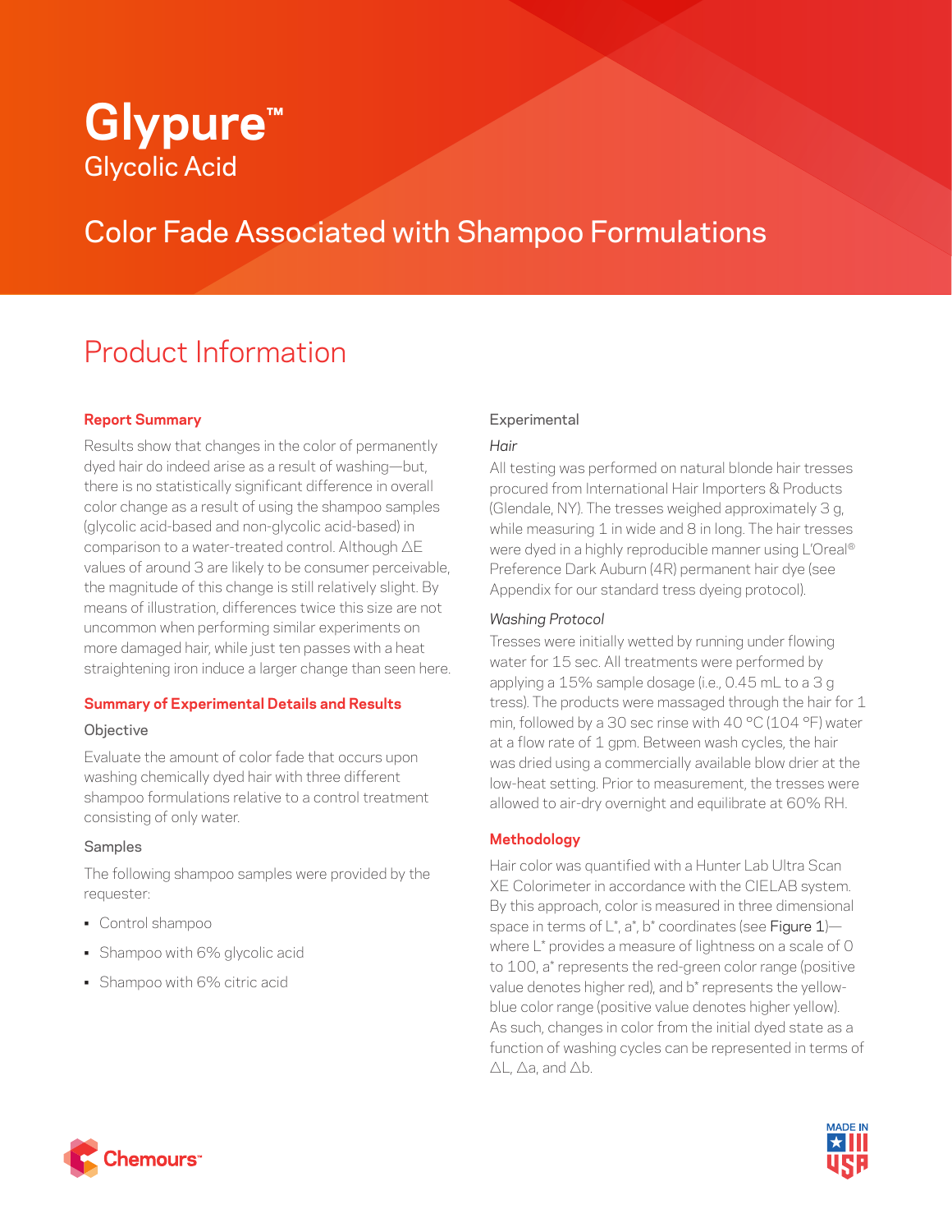# Glypure™

Glycolic Acid

## Color Fade Associated with Shampoo Formulations

## Product Information

**Report Summary**

Results show that changes in the color of permanently dyed hair do indeed arise as a result of washing—but, there is no statistically significant difference in overall color change as a result of using the shampoo samples (glycolic acid-based and non-glycolic acid-based) in comparison to a water-treated control. Although ΔE values of around 3 are likely to be consumer perceivable, the magnitude of this change is still relatively slight. By means of illustration, differences twice this size are not uncommon when performing similar experiments on more damaged hair, while just ten passes with a heat straightening iron induce a larger change than seen here.

**Summary of Experimental Details and Results**

Objective

Evaluate the amount of color fade that occurs upon washing chemically dyed hair with three different shampoo formulations relative to a control treatment consisting of only water.

Samples

The following shampoo samples were provided by the requester:

- Control shampoo
- Shampoo with 6% glycolic acid
- Shampoo with 6% citric acid

Experimental

*Hair*

All testing was performed on natural blonde hair tresses procured from International Hair Importers & Products (Glendale, NY). The tresses weighed approximately 3 g, while measuring 1 in wide and 8 in long. The hair tresses were dyed in a highly reproducible manner using L'Oreal® Preference Dark Auburn (4R) permanent hair dye (see Appendix for our standard tress dyeing protocol).

*Washing Protocol*

Tresses were initially wetted by running under flowing water for 15 sec. All treatments were performed by applying a 15% sample dosage (i.e., 0.45 mL to a 3 g tress). The products were massaged through the hair for 1 min, followed by a 30 sec rinse with 40 °C (104 °F) water at a flow rate of 1 gpm. Between wash cycles, the hair was dried using a commercially available blow drier at the low-heat setting. Prior to measurement, the tresses were allowed to air-dry overnight and equilibrate at 60% RH.

**Methodology**

Hair color was quantified with a Hunter Lab Ultra Scan XE Colorimeter in accordance with the CIELAB system. By this approach, color is measured in three dimensional space in terms of L*, a*, b* coordinates (see Figure 1)—where L* provides a measure of lightness on a scale of 0 to 100, a* represents the red-green color range (positive value denotes higher red), and b* represents the yellow-blue color range (positive value denotes higher yellow). As such, changes in color from the initial dyed state as a function of washing cycles can be represented in terms of ΔL, Δa, and Δb.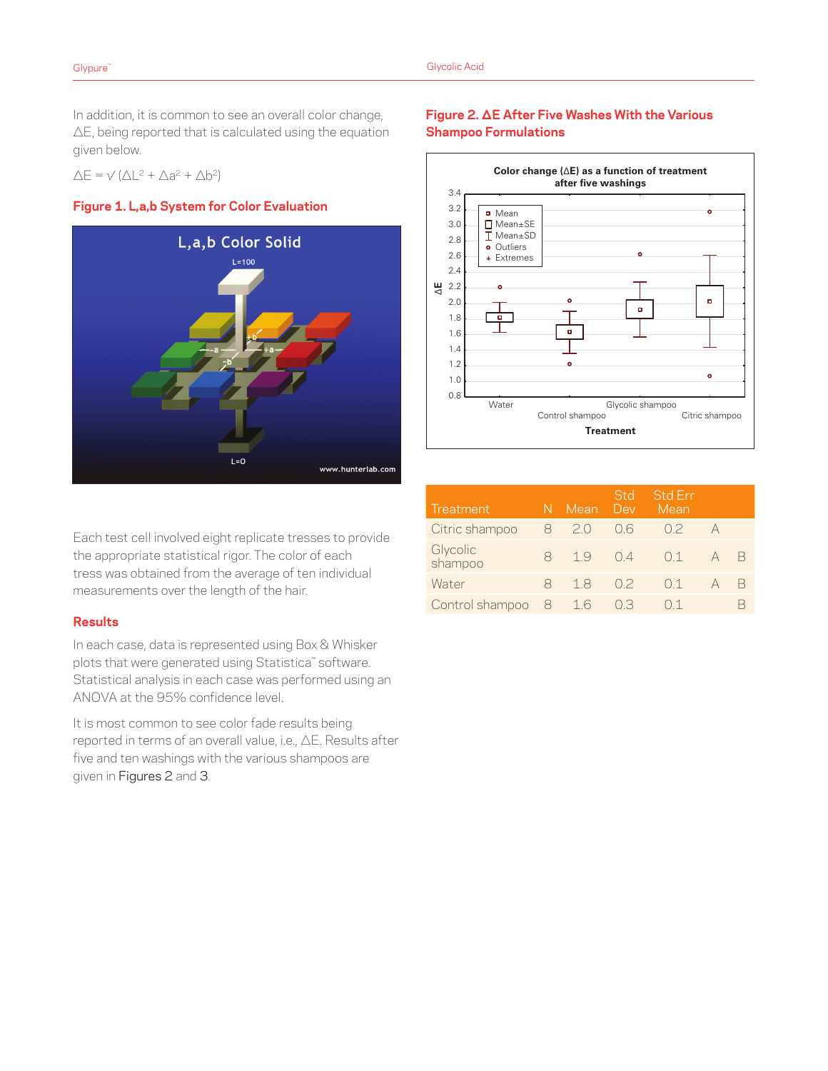In addition, it is common to see an overall color change, ΔE, being reported that is calculated using the equation given below.

$$\Delta E = \sqrt{(\Delta L^2 + \Delta a^2 + \Delta b^2)}$$

**Figure 1. L,a,b System for Color Evaluation**

Each test cell involved eight replicate tresses to provide the appropriate statistical rigor. The color of each tress was obtained from the average of ten individual measurements over the length of the hair.

## Results

In each case, data is represented using Box & Whisker plots that were generated using Statistica™ software. Statistical analysis in each case was performed using an ANOVA at the 95% confidence level.

It is most common to see color fade results being reported in terms of an overall value, i.e., ΔE. Results after five and ten washings with the various shampoos are given in Figures 2 and 3.

**Figure 2. ΔE After Five Washes With the Various Shampoo Formulations**

| Treatment | N | Mean | Std Dev | Std Err Mean | | |
|---|---|---|---|---|---|---|
| Citric shampoo | 8 | 2.0 | 0.6 | 0.2 | A | |
| Glycolic shampoo | 8 | 1.9 | 0.4 | 0.1 | A | B |
| Water | 8 | 1.8 | 0.2 | 0.1 | A | B |
| Control shampoo | 8 | 1.6 | 0.3 | 0.1 | | B |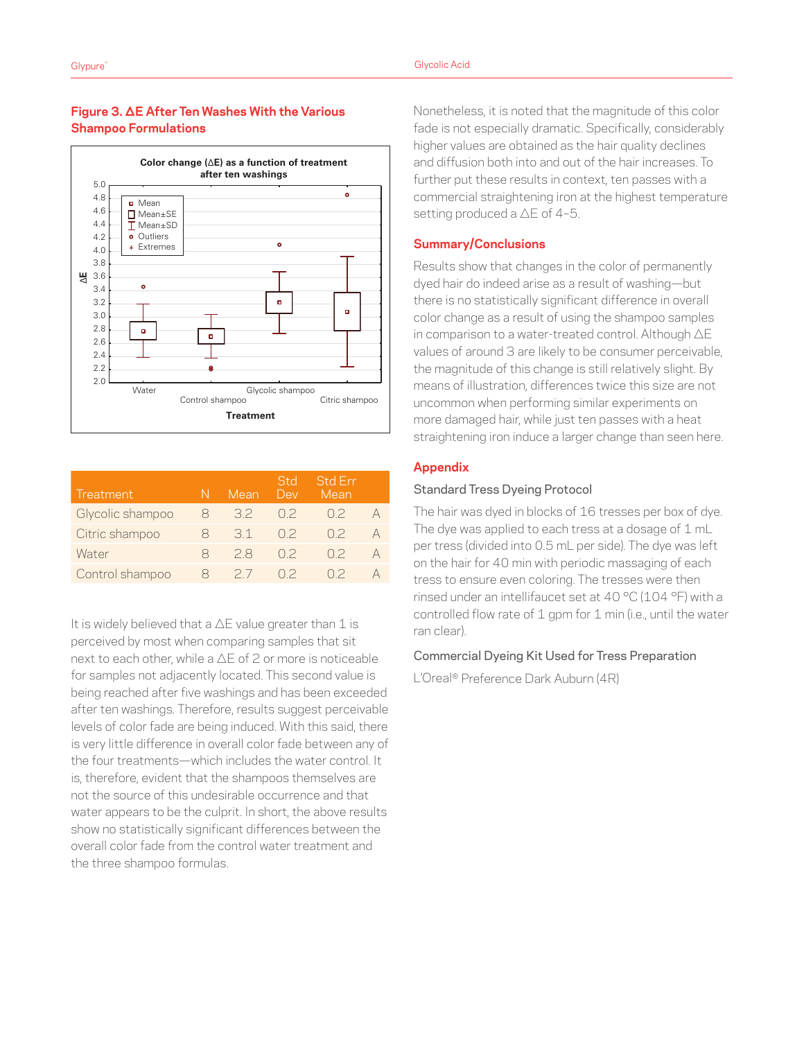**Figure 3. ΔE After Ten Washes With the Various Shampoo Formulations**

| Treatment | N | Mean | Std Dev | Std Err Mean | |
|---|---|---|---|---|---|
| Glycolic shampoo | 8 | 3.2 | 0.2 | 0.2 | A |
| Citric shampoo | 8 | 3.1 | 0.2 | 0.2 | A |
| Water | 8 | 2.8 | 0.2 | 0.2 | A |
| Control shampoo | 8 | 2.7 | 0.2 | 0.2 | A |

It is widely believed that a ΔE value greater than 1 is perceived by most when comparing samples that sit next to each other, while a ΔE of 2 or more is noticeable for samples not adjacently located. This second value is being reached after five washings and has been exceeded after ten washings. Therefore, results suggest perceivable levels of color fade are being induced. With this said, there is very little difference in overall color fade between any of the four treatments—which includes the water control. It is, therefore, evident that the shampoos themselves are not the source of this undesirable occurrence and that water appears to be the culprit. In short, the above results show no statistically significant differences between the overall color fade from the control water treatment and the three shampoo formulas.

Nonetheless, it is noted that the magnitude of this color fade is not especially dramatic. Specifically, considerably higher values are obtained as the hair quality declines and diffusion both into and out of the hair increases. To further put these results in context, ten passes with a commercial straightening iron at the highest temperature setting produced a ΔE of 4–5.

## Summary/Conclusions

Results show that changes in the color of permanently dyed hair do indeed arise as a result of washing—but there is no statistically significant difference in overall color change as a result of using the shampoo samples in comparison to a water-treated control. Although ΔE values of around 3 are likely to be consumer perceivable, the magnitude of this change is still relatively slight. By means of illustration, differences twice this size are not uncommon when performing similar experiments on more damaged hair, while just ten passes with a heat straightening iron induce a larger change than seen here.

## Appendix

### Standard Tress Dyeing Protocol

The hair was dyed in blocks of 16 tresses per box of dye. The dye was applied to each tress at a dosage of 1 mL per tress (divided into 0.5 mL per side). The dye was left on the hair for 40 min with periodic massaging of each tress to ensure even coloring. The tresses were then rinsed under an intellifaucet set at 40 °C (104 °F) with a controlled flow rate of 1 gpm for 1 min (i.e., until the water ran clear).

### Commercial Dyeing Kit Used for Tress Preparation

L'Oreal® Preference Dark Auburn (4R)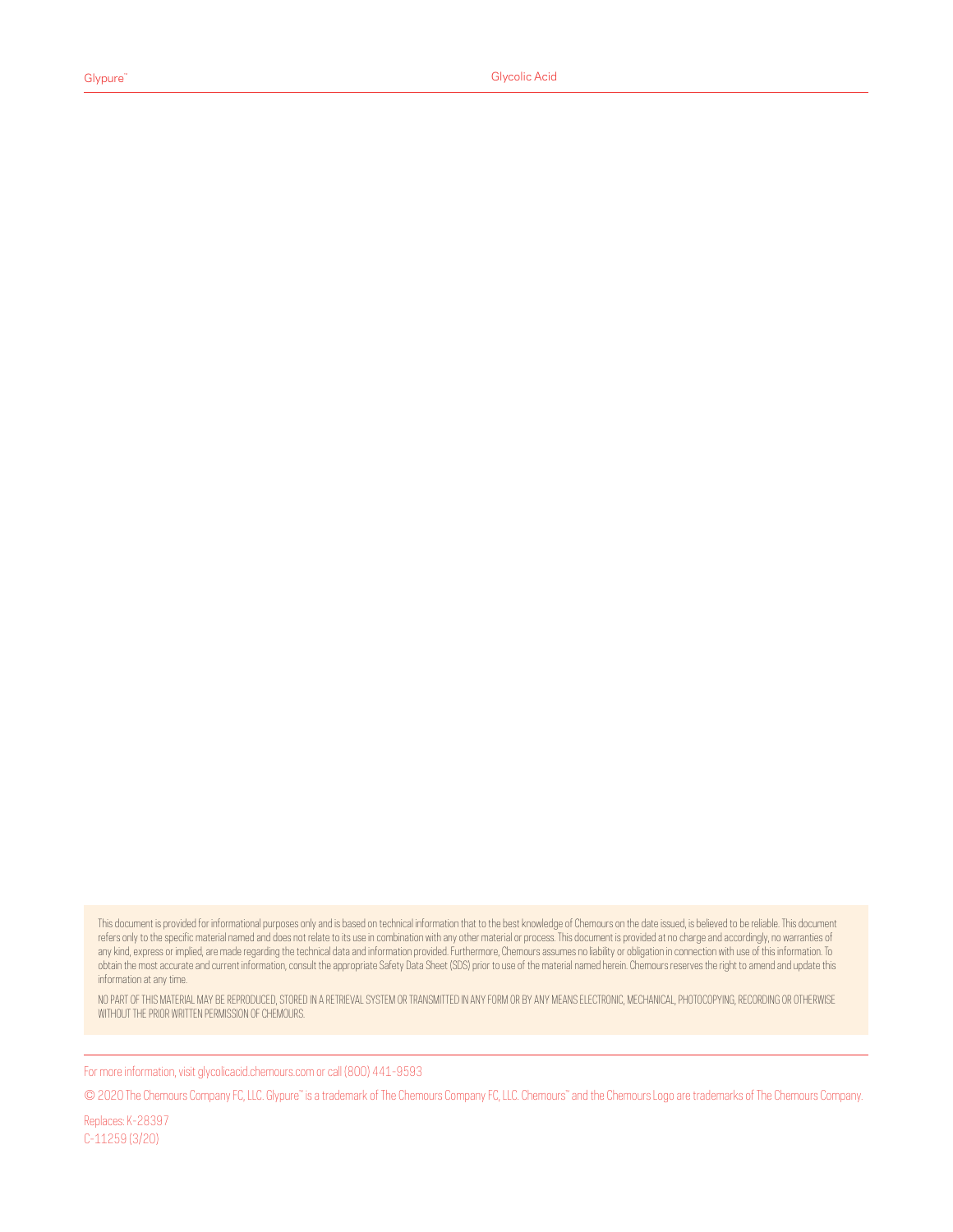This document is provided for informational purposes only and is based on technical information that to the best knowledge of Chemours on the date issued, is believed to be reliable. This document refers only to the specific material named and does not relate to its use in combination with any other material or process. This document is provided at no charge and accordingly, no warranties of any kind, express or implied, are made regarding the technical data and information provided. Furthermore, Chemours assumes no liability or obligation in connection with use of this information. To obtain the most accurate and current information, consult the appropriate Safety Data Sheet (SDS) prior to use of the material named herein. Chemours reserves the right to amend and update this information at any time.

NO PART OF THIS MATERIAL MAY BE REPRODUCED, STORED IN A RETRIEVAL SYSTEM OR TRANSMITTED IN ANY FORM OR BY ANY MEANS ELECTRONIC, MECHANICAL, PHOTOCOPYING, RECORDING OR OTHERWISE WITHOUT THE PRIOR WRITTEN PERMISSION OF CHEMOURS.

For more information, visit glycolicacid.chemours.com or call (800) 441-9593

© 2020 The Chemours Company FC, LLC. Glypure™ is a trademark of The Chemours Company FC, LLC. Chemours™ and the Chemours Logo are trademarks of The Chemours Company.

Replaces: K-28397
C-11259 (3/20)